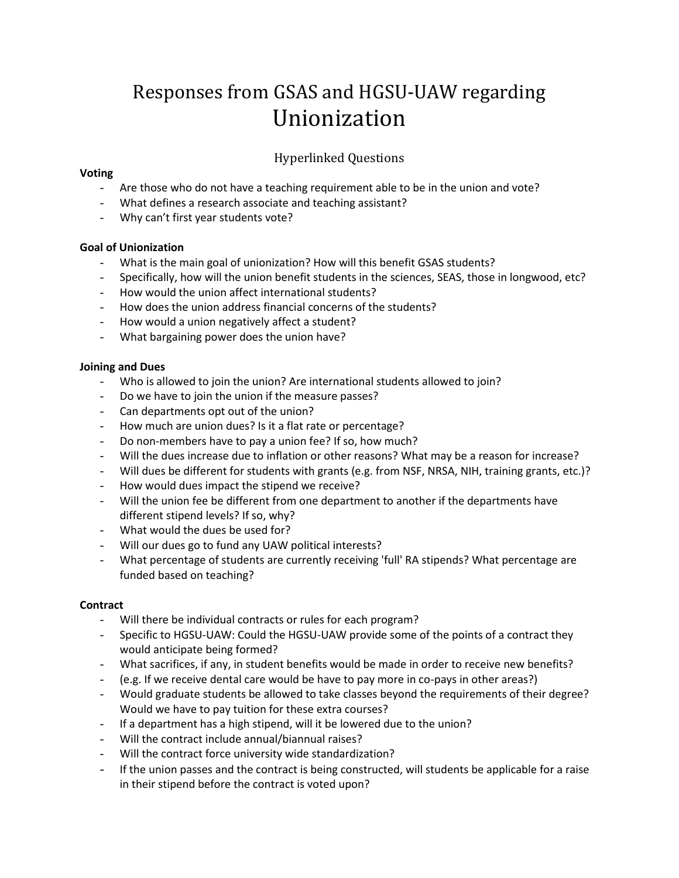# Responses from GSAS and HGSU-UAW regarding Unionization

## Hyperlinked Questions

**Voting**

- Are those who do not have a teaching requirement able to be in the union and vote?
- What defines a research associate and teaching assistant?
- Why can't first year students vote?

**Goal of Unionization**

- What is the main goal of unionization? How will this benefit GSAS students?
- Specifically, how will the union benefit students in the sciences, SEAS, those in longwood, etc?
- How would the union affect international students?
- How does the union address financial concerns of the students?
- How would a union negatively affect a student?
- What bargaining power does the union have?

**Joining and Dues**

- Who is allowed to join the union? Are international students allowed to join?
- Do we have to join the union if the measure passes?
- Can departments opt out of the union?
- How much are union dues? Is it a flat rate or percentage?
- Do non-members have to pay a union fee? If so, how much?
- Will the dues increase due to inflation or other reasons? What may be a reason for increase?
- Will dues be different for students with grants (e.g. from NSF, NRSA, NIH, training grants, etc.)?
- How would dues impact the stipend we receive?
- Will the union fee be different from one department to another if the departments have different stipend levels? If so, why?
- What would the dues be used for?
- Will our dues go to fund any UAW political interests?
- What percentage of students are currently receiving 'full' RA stipends? What percentage are funded based on teaching?

**Contract**

- Will there be individual contracts or rules for each program?
- Specific to HGSU-UAW: Could the HGSU-UAW provide some of the points of a contract they would anticipate being formed?
- What sacrifices, if any, in student benefits would be made in order to receive new benefits?
- (e.g. If we receive dental care would be have to pay more in co-pays in other areas?)
- Would graduate students be allowed to take classes beyond the requirements of their degree? Would we have to pay tuition for these extra courses?
- If a department has a high stipend, will it be lowered due to the union?
- Will the contract include annual/biannual raises?
- Will the contract force university wide standardization?
- If the union passes and the contract is being constructed, will students be applicable for a raise in their stipend before the contract is voted upon?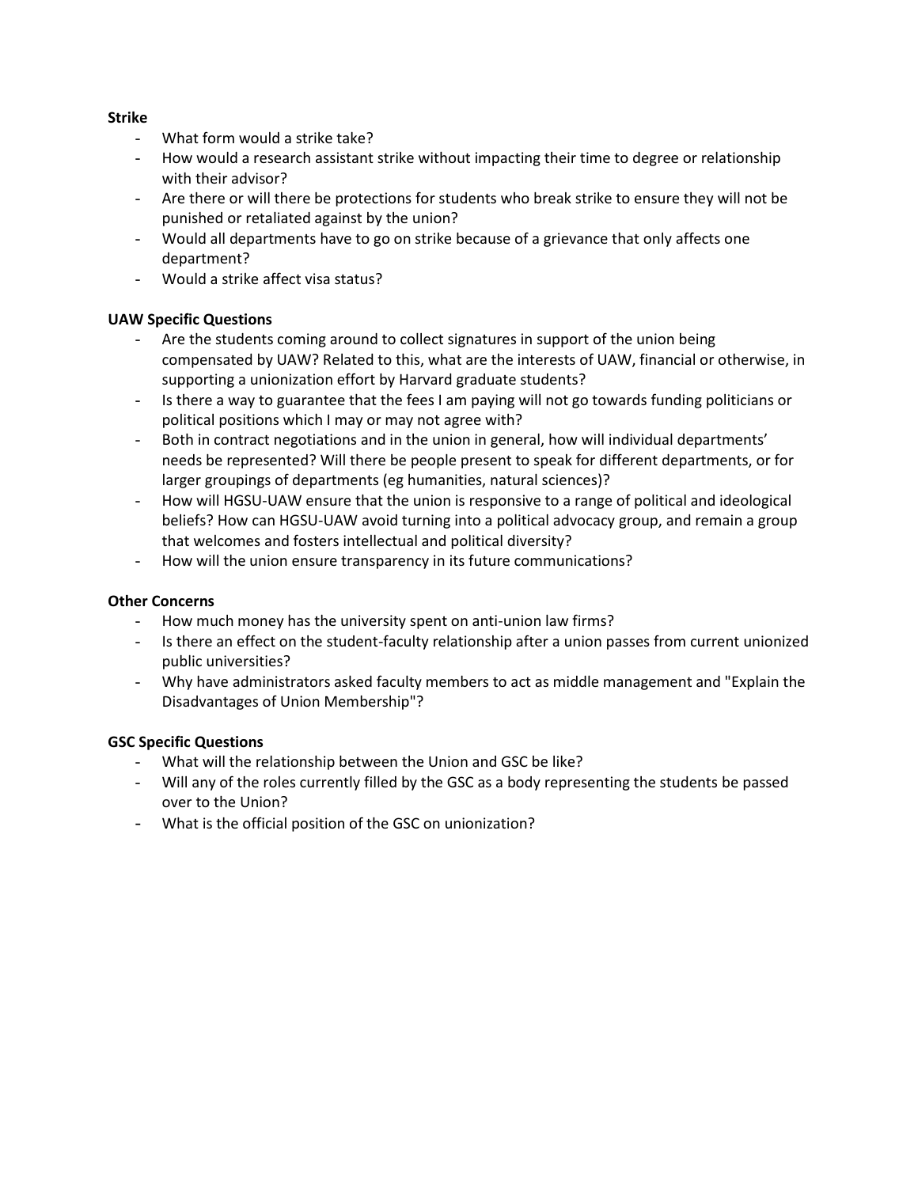**Strike**

- What form would a strike take?
- How would a research assistant strike without impacting their time to degree or relationship with their advisor?
- Are there or will there be protections for students who break strike to ensure they will not be punished or retaliated against by the union?
- Would all departments have to go on strike because of a grievance that only affects one department?
- Would a strike affect visa status?

**UAW Specific Questions**

- Are the students coming around to collect signatures in support of the union being compensated by UAW? Related to this, what are the interests of UAW, financial or otherwise, in supporting a unionization effort by Harvard graduate students?
- Is there a way to guarantee that the fees I am paying will not go towards funding politicians or political positions which I may or may not agree with?
- Both in contract negotiations and in the union in general, how will individual departments' needs be represented? Will there be people present to speak for different departments, or for larger groupings of departments (eg humanities, natural sciences)?
- How will HGSU-UAW ensure that the union is responsive to a range of political and ideological beliefs? How can HGSU-UAW avoid turning into a political advocacy group, and remain a group that welcomes and fosters intellectual and political diversity?
- How will the union ensure transparency in its future communications?

**Other Concerns**

- How much money has the university spent on anti-union law firms?
- Is there an effect on the student-faculty relationship after a union passes from current unionized public universities?
- Why have administrators asked faculty members to act as middle management and "Explain the Disadvantages of Union Membership"?

**GSC Specific Questions**

- What will the relationship between the Union and GSC be like?
- Will any of the roles currently filled by the GSC as a body representing the students be passed over to the Union?
- What is the official position of the GSC on unionization?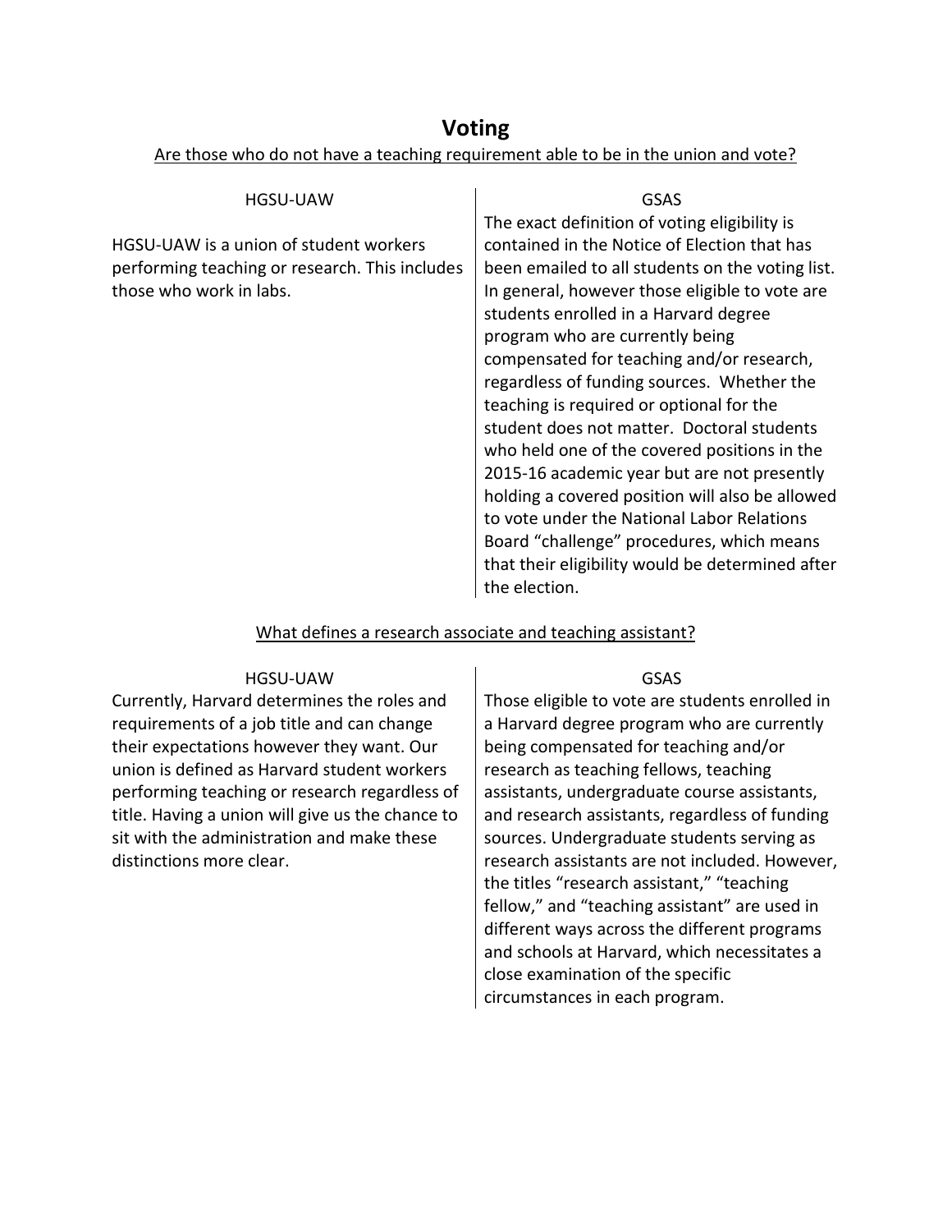# Voting

## Are those who do not have a teaching requirement able to be in the union and vote?

| HGSU-UAW | GSAS |
| --- | --- |
| HGSU-UAW is a union of student workers performing teaching or research. This includes those who work in labs. | The exact definition of voting eligibility is contained in the Notice of Election that has been emailed to all students on the voting list. In general, however those eligible to vote are students enrolled in a Harvard degree program who are currently being compensated for teaching and/or research, regardless of funding sources. Whether the teaching is required or optional for the student does not matter. Doctoral students who held one of the covered positions in the 2015-16 academic year but are not presently holding a covered position will also be allowed to vote under the National Labor Relations Board "challenge" procedures, which means that their eligibility would be determined after the election. |

## What defines a research associate and teaching assistant?

| HGSU-UAW | GSAS |
| --- | --- |
| Currently, Harvard determines the roles and requirements of a job title and can change their expectations however they want. Our union is defined as Harvard student workers performing teaching or research regardless of title. Having a union will give us the chance to sit with the administration and make these distinctions more clear. | Those eligible to vote are students enrolled in a Harvard degree program who are currently being compensated for teaching and/or research as teaching fellows, teaching assistants, undergraduate course assistants, and research assistants, regardless of funding sources. Undergraduate students serving as research assistants are not included. However, the titles "research assistant," "teaching fellow," and "teaching assistant" are used in different ways across the different programs and schools at Harvard, which necessitates a close examination of the specific circumstances in each program. |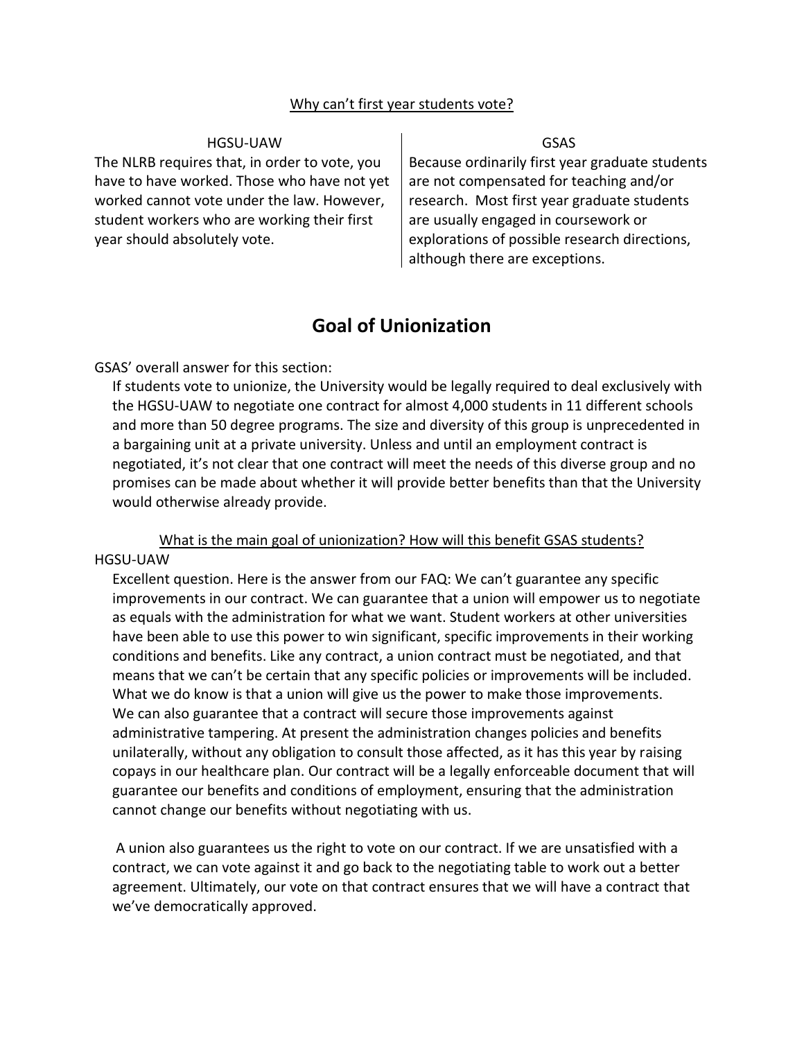<u>Why can't first year students vote?</u>

| HGSU-UAW | GSAS |
| --- | --- |
| The NLRB requires that, in order to vote, you have to have worked. Those who have not yet worked cannot vote under the law. However, student workers who are working their first year should absolutely vote. | Because ordinarily first year graduate students are not compensated for teaching and/or research. Most first year graduate students are usually engaged in coursework or explorations of possible research directions, although there are exceptions. |

## Goal of Unionization

GSAS' overall answer for this section:

If students vote to unionize, the University would be legally required to deal exclusively with the HGSU-UAW to negotiate one contract for almost 4,000 students in 11 different schools and more than 50 degree programs. The size and diversity of this group is unprecedented in a bargaining unit at a private university. Unless and until an employment contract is negotiated, it's not clear that one contract will meet the needs of this diverse group and no promises can be made about whether it will provide better benefits than that the University would otherwise already provide.

<u>What is the main goal of unionization? How will this benefit GSAS students?</u>

HGSU-UAW

Excellent question. Here is the answer from our FAQ: We can't guarantee any specific improvements in our contract. We can guarantee that a union will empower us to negotiate as equals with the administration for what we want. Student workers at other universities have been able to use this power to win significant, specific improvements in their working conditions and benefits. Like any contract, a union contract must be negotiated, and that means that we can't be certain that any specific policies or improvements will be included. What we do know is that a union will give us the power to make those improvements. We can also guarantee that a contract will secure those improvements against administrative tampering. At present the administration changes policies and benefits unilaterally, without any obligation to consult those affected, as it has this year by raising copays in our healthcare plan. Our contract will be a legally enforceable document that will guarantee our benefits and conditions of employment, ensuring that the administration cannot change our benefits without negotiating with us.

A union also guarantees us the right to vote on our contract. If we are unsatisfied with a contract, we can vote against it and go back to the negotiating table to work out a better agreement. Ultimately, our vote on that contract ensures that we will have a contract that we've democratically approved.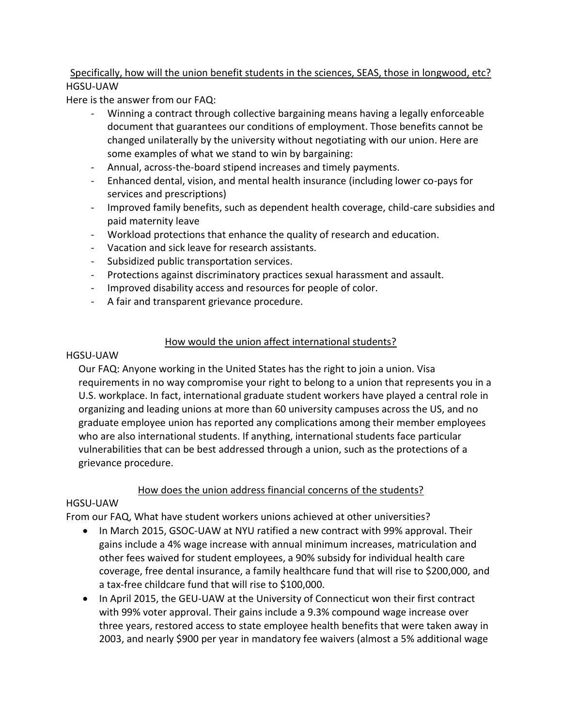Specifically, how will the union benefit students in the sciences, SEAS, those in longwood, etc?

HGSU-UAW

Here is the answer from our FAQ:

- Winning a contract through collective bargaining means having a legally enforceable document that guarantees our conditions of employment. Those benefits cannot be changed unilaterally by the university without negotiating with our union. Here are some examples of what we stand to win by bargaining:
- Annual, across-the-board stipend increases and timely payments.
- Enhanced dental, vision, and mental health insurance (including lower co-pays for services and prescriptions)
- Improved family benefits, such as dependent health coverage, child-care subsidies and paid maternity leave
- Workload protections that enhance the quality of research and education.
- Vacation and sick leave for research assistants.
- Subsidized public transportation services.
- Protections against discriminatory practices sexual harassment and assault.
- Improved disability access and resources for people of color.
- A fair and transparent grievance procedure.

How would the union affect international students?

HGSU-UAW

Our FAQ: Anyone working in the United States has the right to join a union. Visa requirements in no way compromise your right to belong to a union that represents you in a U.S. workplace. In fact, international graduate student workers have played a central role in organizing and leading unions at more than 60 university campuses across the US, and no graduate employee union has reported any complications among their member employees who are also international students. If anything, international students face particular vulnerabilities that can be best addressed through a union, such as the protections of a grievance procedure.

How does the union address financial concerns of the students?

HGSU-UAW

From our FAQ, What have student workers unions achieved at other universities?

- In March 2015, GSOC-UAW at NYU ratified a new contract with 99% approval. Their gains include a 4% wage increase with annual minimum increases, matriculation and other fees waived for student employees, a 90% subsidy for individual health care coverage, free dental insurance, a family healthcare fund that will rise to $200,000, and a tax-free childcare fund that will rise to $100,000.
- In April 2015, the GEU-UAW at the University of Connecticut won their first contract with 99% voter approval. Their gains include a 9.3% compound wage increase over three years, restored access to state employee health benefits that were taken away in 2003, and nearly $900 per year in mandatory fee waivers (almost a 5% additional wage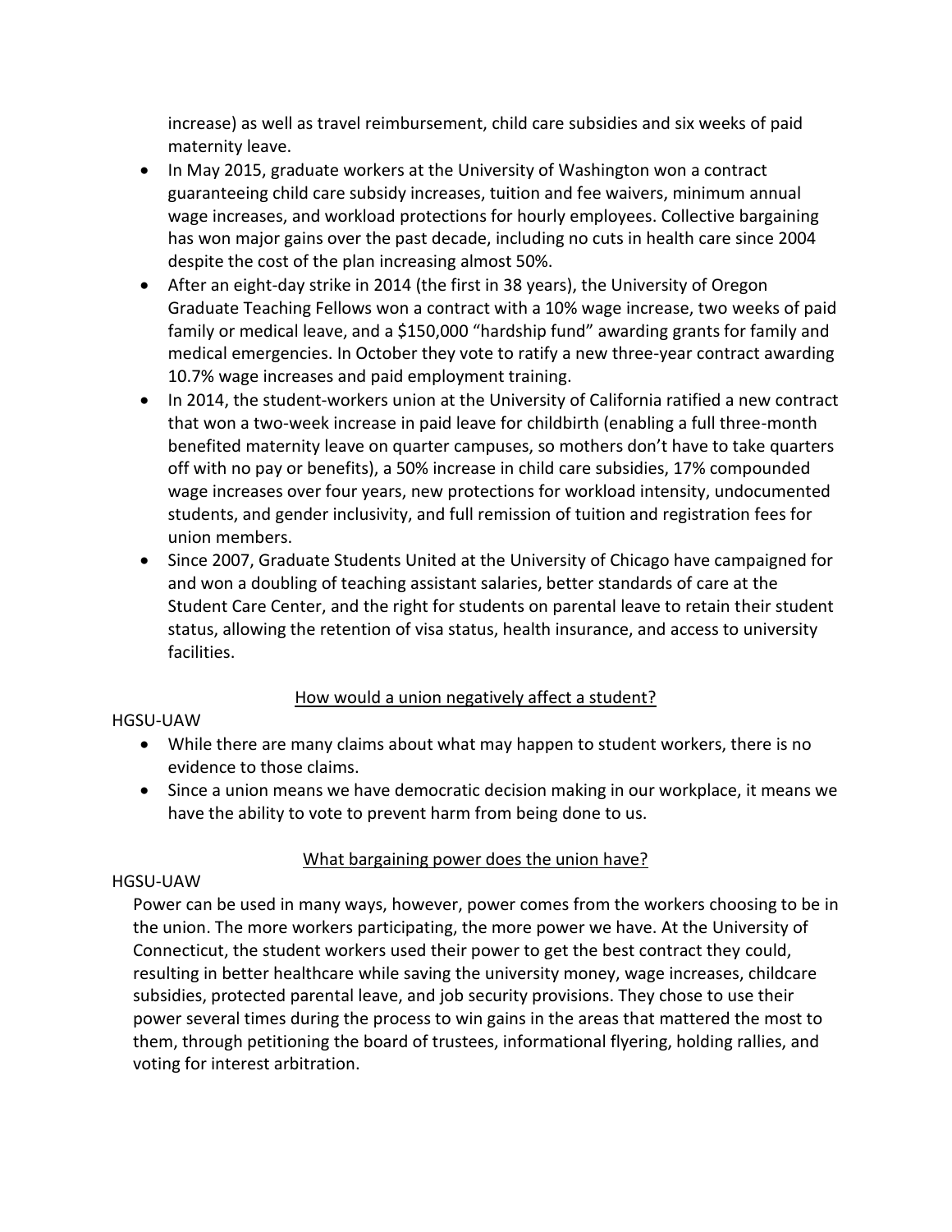increase) as well as travel reimbursement, child care subsidies and six weeks of paid maternity leave.

- In May 2015, graduate workers at the University of Washington won a contract guaranteeing child care subsidy increases, tuition and fee waivers, minimum annual wage increases, and workload protections for hourly employees. Collective bargaining has won major gains over the past decade, including no cuts in health care since 2004 despite the cost of the plan increasing almost 50%.
- After an eight-day strike in 2014 (the first in 38 years), the University of Oregon Graduate Teaching Fellows won a contract with a 10% wage increase, two weeks of paid family or medical leave, and a $150,000 "hardship fund" awarding grants for family and medical emergencies. In October they vote to ratify a new three-year contract awarding 10.7% wage increases and paid employment training.
- In 2014, the student-workers union at the University of California ratified a new contract that won a two-week increase in paid leave for childbirth (enabling a full three-month benefited maternity leave on quarter campuses, so mothers don't have to take quarters off with no pay or benefits), a 50% increase in child care subsidies, 17% compounded wage increases over four years, new protections for workload intensity, undocumented students, and gender inclusivity, and full remission of tuition and registration fees for union members.
- Since 2007, Graduate Students United at the University of Chicago have campaigned for and won a doubling of teaching assistant salaries, better standards of care at the Student Care Center, and the right for students on parental leave to retain their student status, allowing the retention of visa status, health insurance, and access to university facilities.

## How would a union negatively affect a student?

HGSU-UAW

- While there are many claims about what may happen to student workers, there is no evidence to those claims.
- Since a union means we have democratic decision making in our workplace, it means we have the ability to vote to prevent harm from being done to us.

## What bargaining power does the union have?

HGSU-UAW

Power can be used in many ways, however, power comes from the workers choosing to be in the union. The more workers participating, the more power we have. At the University of Connecticut, the student workers used their power to get the best contract they could, resulting in better healthcare while saving the university money, wage increases, childcare subsidies, protected parental leave, and job security provisions. They chose to use their power several times during the process to win gains in the areas that mattered the most to them, through petitioning the board of trustees, informational flyering, holding rallies, and voting for interest arbitration.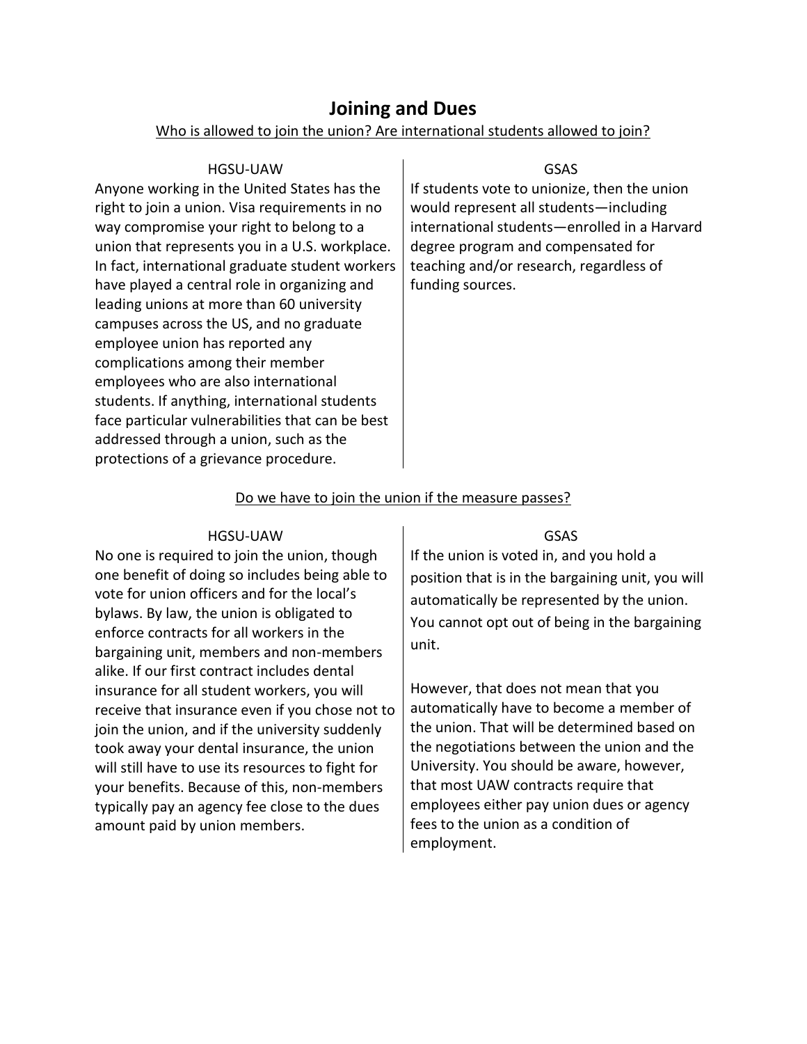# Joining and Dues

Who is allowed to join the union? Are international students allowed to join?

**HGSU-UAW**

Anyone working in the United States has the right to join a union. Visa requirements in no way compromise your right to belong to a union that represents you in a U.S. workplace. In fact, international graduate student workers have played a central role in organizing and leading unions at more than 60 university campuses across the US, and no graduate employee union has reported any complications among their member employees who are also international students. If anything, international students face particular vulnerabilities that can be best addressed through a union, such as the protections of a grievance procedure.

**GSAS**

If students vote to unionize, then the union would represent all students—including international students—enrolled in a Harvard degree program and compensated for teaching and/or research, regardless of funding sources.

Do we have to join the union if the measure passes?

**HGSU-UAW**

No one is required to join the union, though one benefit of doing so includes being able to vote for union officers and for the local's bylaws. By law, the union is obligated to enforce contracts for all workers in the bargaining unit, members and non-members alike. If our first contract includes dental insurance for all student workers, you will receive that insurance even if you chose not to join the union, and if the university suddenly took away your dental insurance, the union will still have to use its resources to fight for your benefits. Because of this, non-members typically pay an agency fee close to the dues amount paid by union members.

**GSAS**

If the union is voted in, and you hold a position that is in the bargaining unit, you will automatically be represented by the union. You cannot opt out of being in the bargaining unit.

However, that does not mean that you automatically have to become a member of the union. That will be determined based on the negotiations between the union and the University. You should be aware, however, that most UAW contracts require that employees either pay union dues or agency fees to the union as a condition of employment.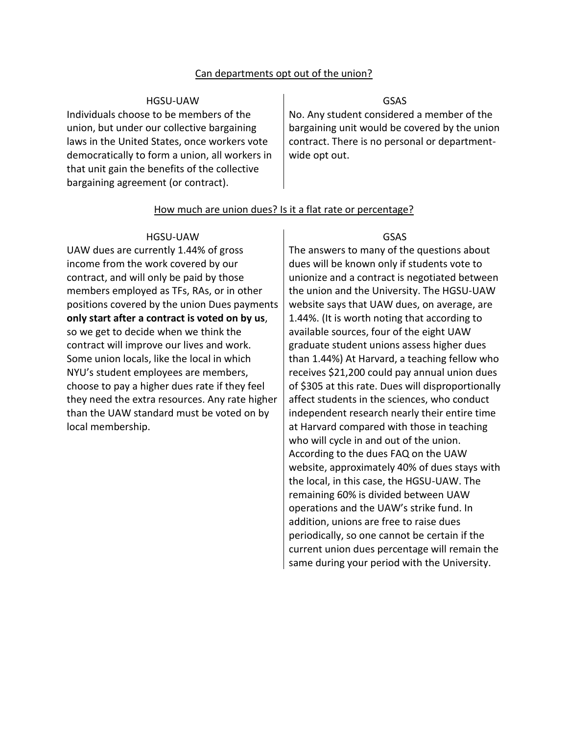## Can departments opt out of the union?

**HGSU-UAW**

Individuals choose to be members of the union, but under our collective bargaining laws in the United States, once workers vote democratically to form a union, all workers in that unit gain the benefits of the collective bargaining agreement (or contract).

**GSAS**

No. Any student considered a member of the bargaining unit would be covered by the union contract. There is no personal or department-wide opt out.

## How much are union dues? Is it a flat rate or percentage?

**HGSU-UAW**

UAW dues are currently 1.44% of gross income from the work covered by our contract, and will only be paid by those members employed as TFs, RAs, or in other positions covered by the union Dues payments **only start after a contract is voted on by us**, so we get to decide when we think the contract will improve our lives and work. Some union locals, like the local in which NYU's student employees are members, choose to pay a higher dues rate if they feel they need the extra resources. Any rate higher than the UAW standard must be voted on by local membership.

**GSAS**

The answers to many of the questions about dues will be known only if students vote to unionize and a contract is negotiated between the union and the University. The HGSU-UAW website says that UAW dues, on average, are 1.44%. (It is worth noting that according to available sources, four of the eight UAW graduate student unions assess higher dues than 1.44%) At Harvard, a teaching fellow who receives $21,200 could pay annual union dues of $305 at this rate. Dues will disproportionally affect students in the sciences, who conduct independent research nearly their entire time at Harvard compared with those in teaching who will cycle in and out of the union. According to the dues FAQ on the UAW website, approximately 40% of dues stays with the local, in this case, the HGSU-UAW. The remaining 60% is divided between UAW operations and the UAW's strike fund. In addition, unions are free to raise dues periodically, so one cannot be certain if the current union dues percentage will remain the same during your period with the University.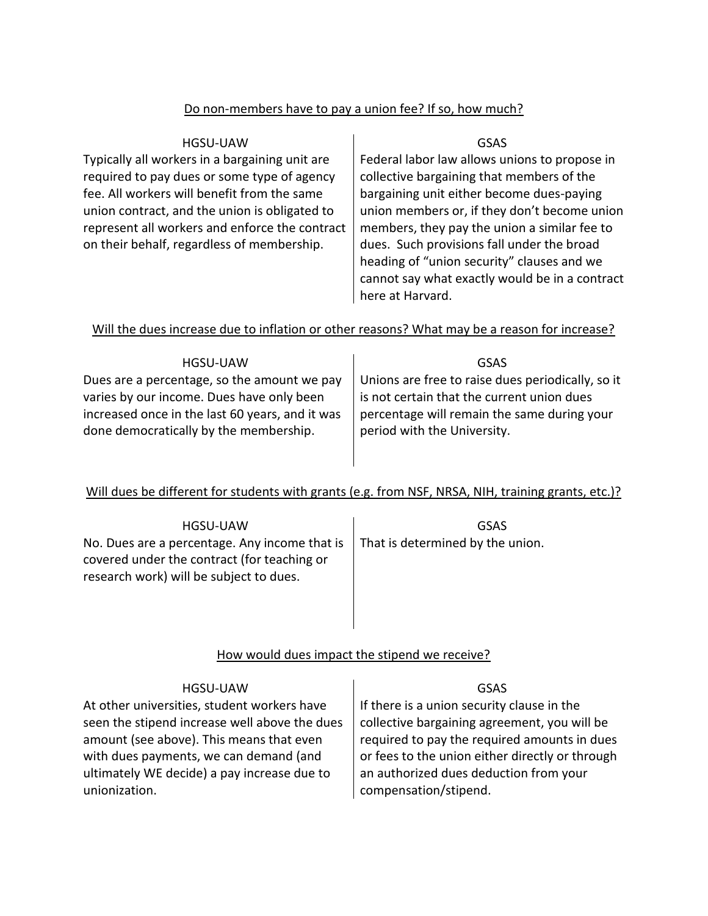Do non-members have to pay a union fee? If so, how much?

| HGSU-UAW | GSAS |
| --- | --- |
| Typically all workers in a bargaining unit are required to pay dues or some type of agency fee. All workers will benefit from the same union contract, and the union is obligated to represent all workers and enforce the contract on their behalf, regardless of membership. | Federal labor law allows unions to propose in collective bargaining that members of the bargaining unit either become dues-paying union members or, if they don't become union members, they pay the union a similar fee to dues. Such provisions fall under the broad heading of "union security" clauses and we cannot say what exactly would be in a contract here at Harvard. |

Will the dues increase due to inflation or other reasons? What may be a reason for increase?

| HGSU-UAW | GSAS |
| --- | --- |
| Dues are a percentage, so the amount we pay varies by our income. Dues have only been increased once in the last 60 years, and it was done democratically by the membership. | Unions are free to raise dues periodically, so it is not certain that the current union dues percentage will remain the same during your period with the University. |

Will dues be different for students with grants (e.g. from NSF, NRSA, NIH, training grants, etc.)?

| HGSU-UAW | GSAS |
| --- | --- |
| No. Dues are a percentage. Any income that is covered under the contract (for teaching or research work) will be subject to dues. | That is determined by the union. |

How would dues impact the stipend we receive?

| HGSU-UAW | GSAS |
| --- | --- |
| At other universities, student workers have seen the stipend increase well above the dues amount (see above). This means that even with dues payments, we can demand (and ultimately WE decide) a pay increase due to unionization. | If there is a union security clause in the collective bargaining agreement, you will be required to pay the required amounts in dues or fees to the union either directly or through an authorized dues deduction from your compensation/stipend. |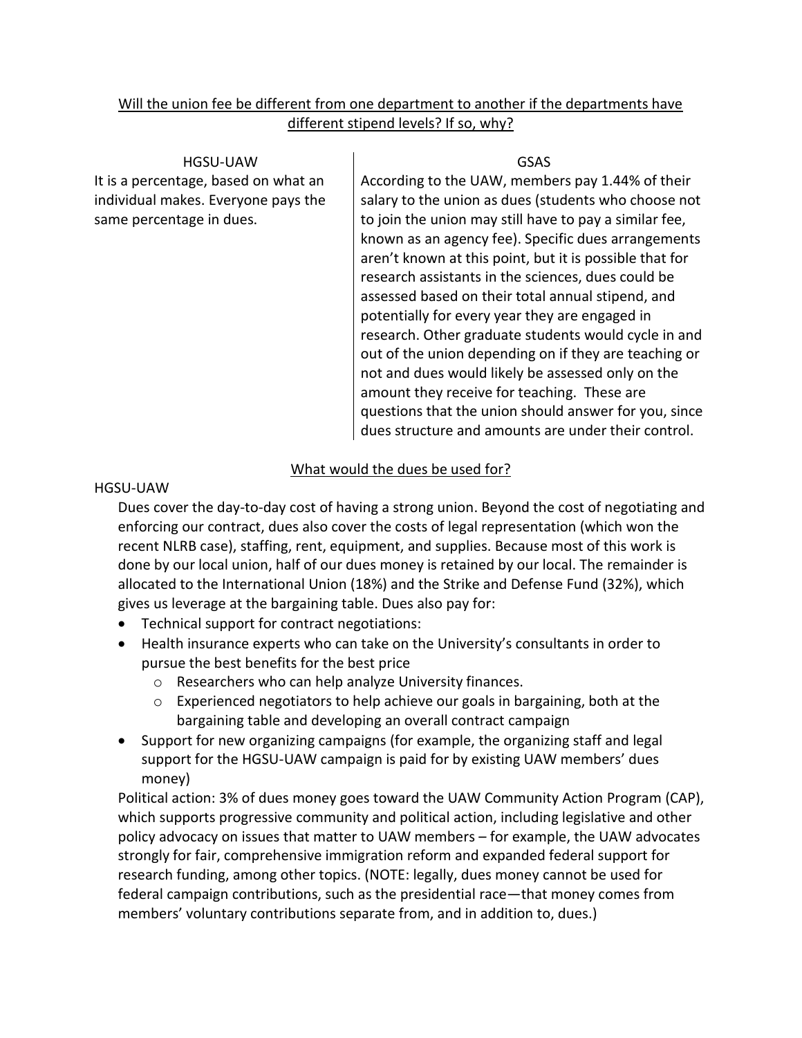## Will the union fee be different from one department to another if the departments have different stipend levels? If so, why?

| HGSU-UAW | GSAS |
| --- | --- |
| It is a percentage, based on what an individual makes. Everyone pays the same percentage in dues. | According to the UAW, members pay 1.44% of their salary to the union as dues (students who choose not to join the union may still have to pay a similar fee, known as an agency fee). Specific dues arrangements aren't known at this point, but it is possible that for research assistants in the sciences, dues could be assessed based on their total annual stipend, and potentially for every year they are engaged in research. Other graduate students would cycle in and out of the union depending on if they are teaching or not and dues would likely be assessed only on the amount they receive for teaching. These are questions that the union should answer for you, since dues structure and amounts are under their control. |

## What would the dues be used for?

HGSU-UAW

Dues cover the day-to-day cost of having a strong union. Beyond the cost of negotiating and enforcing our contract, dues also cover the costs of legal representation (which won the recent NLRB case), staffing, rent, equipment, and supplies. Because most of this work is done by our local union, half of our dues money is retained by our local. The remainder is allocated to the International Union (18%) and the Strike and Defense Fund (32%), which gives us leverage at the bargaining table. Dues also pay for:

- Technical support for contract negotiations:
- Health insurance experts who can take on the University's consultants in order to pursue the best benefits for the best price
  - Researchers who can help analyze University finances.
  - Experienced negotiators to help achieve our goals in bargaining, both at the bargaining table and developing an overall contract campaign
- Support for new organizing campaigns (for example, the organizing staff and legal support for the HGSU-UAW campaign is paid for by existing UAW members' dues money)

Political action: 3% of dues money goes toward the UAW Community Action Program (CAP), which supports progressive community and political action, including legislative and other policy advocacy on issues that matter to UAW members – for example, the UAW advocates strongly for fair, comprehensive immigration reform and expanded federal support for research funding, among other topics. (NOTE: legally, dues money cannot be used for federal campaign contributions, such as the presidential race—that money comes from members' voluntary contributions separate from, and in addition to, dues.)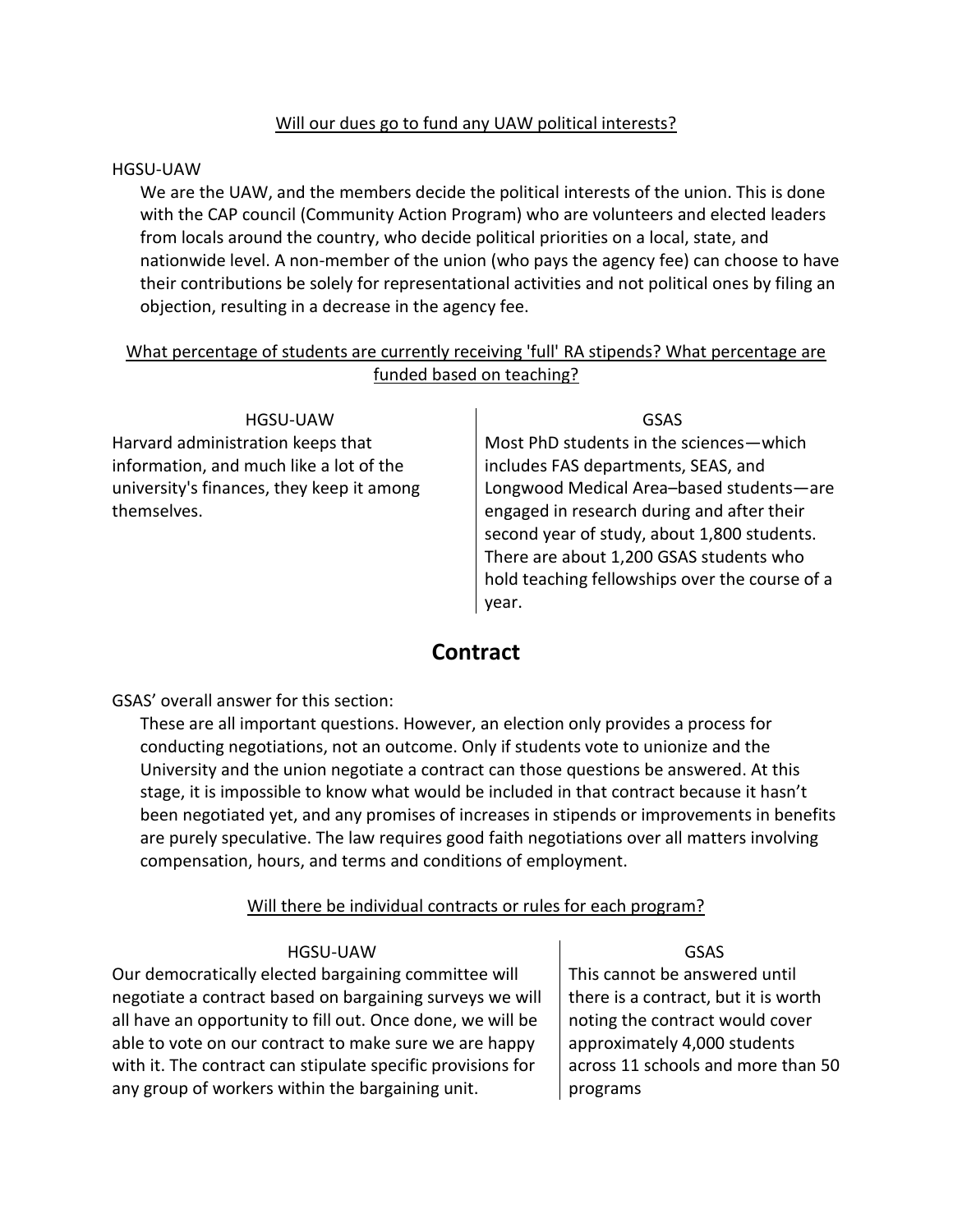Will our dues go to fund any UAW political interests?

HGSU-UAW

We are the UAW, and the members decide the political interests of the union. This is done with the CAP council (Community Action Program) who are volunteers and elected leaders from locals around the country, who decide political priorities on a local, state, and nationwide level. A non-member of the union (who pays the agency fee) can choose to have their contributions be solely for representational activities and not political ones by filing an objection, resulting in a decrease in the agency fee.

What percentage of students are currently receiving 'full' RA stipends? What percentage are funded based on teaching?

| HGSU-UAW | GSAS |
| --- | --- |
| Harvard administration keeps that information, and much like a lot of the university's finances, they keep it among themselves. | Most PhD students in the sciences—which includes FAS departments, SEAS, and Longwood Medical Area–based students—are engaged in research during and after their second year of study, about 1,800 students. There are about 1,200 GSAS students who hold teaching fellowships over the course of a year. |

## Contract

GSAS' overall answer for this section:

These are all important questions. However, an election only provides a process for conducting negotiations, not an outcome. Only if students vote to unionize and the University and the union negotiate a contract can those questions be answered. At this stage, it is impossible to know what would be included in that contract because it hasn't been negotiated yet, and any promises of increases in stipends or improvements in benefits are purely speculative. The law requires good faith negotiations over all matters involving compensation, hours, and terms and conditions of employment.

Will there be individual contracts or rules for each program?

| HGSU-UAW | GSAS |
| --- | --- |
| Our democratically elected bargaining committee will negotiate a contract based on bargaining surveys we will all have an opportunity to fill out. Once done, we will be able to vote on our contract to make sure we are happy with it. The contract can stipulate specific provisions for any group of workers within the bargaining unit. | This cannot be answered until there is a contract, but it is worth noting the contract would cover approximately 4,000 students across 11 schools and more than 50 programs |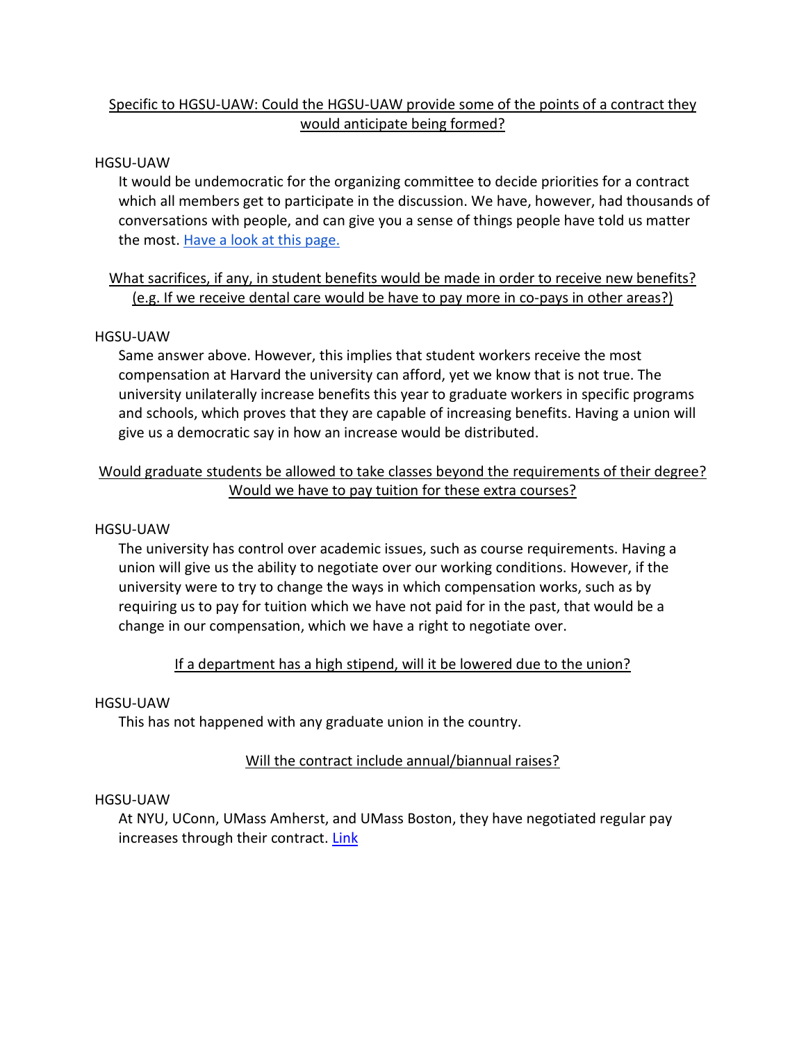Specific to HGSU-UAW: Could the HGSU-UAW provide some of the points of a contract they would anticipate being formed?

HGSU-UAW

It would be undemocratic for the organizing committee to decide priorities for a contract which all members get to participate in the discussion. We have, however, had thousands of conversations with people, and can give you a sense of things people have told us matter the most. Have a look at this page.

What sacrifices, if any, in student benefits would be made in order to receive new benefits? (e.g. If we receive dental care would be have to pay more in co-pays in other areas?)

HGSU-UAW

Same answer above. However, this implies that student workers receive the most compensation at Harvard the university can afford, yet we know that is not true. The university unilaterally increase benefits this year to graduate workers in specific programs and schools, which proves that they are capable of increasing benefits. Having a union will give us a democratic say in how an increase would be distributed.

Would graduate students be allowed to take classes beyond the requirements of their degree? Would we have to pay tuition for these extra courses?

HGSU-UAW

The university has control over academic issues, such as course requirements. Having a union will give us the ability to negotiate over our working conditions. However, if the university were to try to change the ways in which compensation works, such as by requiring us to pay for tuition which we have not paid for in the past, that would be a change in our compensation, which we have a right to negotiate over.

If a department has a high stipend, will it be lowered due to the union?

HGSU-UAW

This has not happened with any graduate union in the country.

Will the contract include annual/biannual raises?

HGSU-UAW

At NYU, UConn, UMass Amherst, and UMass Boston, they have negotiated regular pay increases through their contract. Link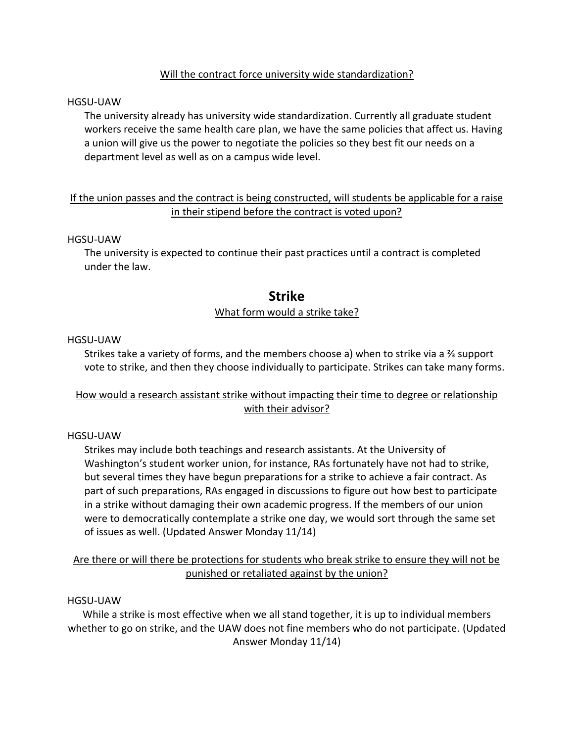Will the contract force university wide standardization?

HGSU-UAW

The university already has university wide standardization. Currently all graduate student workers receive the same health care plan, we have the same policies that affect us. Having a union will give us the power to negotiate the policies so they best fit our needs on a department level as well as on a campus wide level.

If the union passes and the contract is being constructed, will students be applicable for a raise in their stipend before the contract is voted upon?

HGSU-UAW

The university is expected to continue their past practices until a contract is completed under the law.

## Strike

What form would a strike take?

HGSU-UAW

Strikes take a variety of forms, and the members choose a) when to strike via a ⅔ support vote to strike, and then they choose individually to participate. Strikes can take many forms.

How would a research assistant strike without impacting their time to degree or relationship with their advisor?

HGSU-UAW

Strikes may include both teachings and research assistants. At the University of Washington's student worker union, for instance, RAs fortunately have not had to strike, but several times they have begun preparations for a strike to achieve a fair contract. As part of such preparations, RAs engaged in discussions to figure out how best to participate in a strike without damaging their own academic progress. If the members of our union were to democratically contemplate a strike one day, we would sort through the same set of issues as well. (Updated Answer Monday 11/14)

Are there or will there be protections for students who break strike to ensure they will not be punished or retaliated against by the union?

HGSU-UAW

While a strike is most effective when we all stand together, it is up to individual members whether to go on strike, and the UAW does not fine members who do not participate. (Updated Answer Monday 11/14)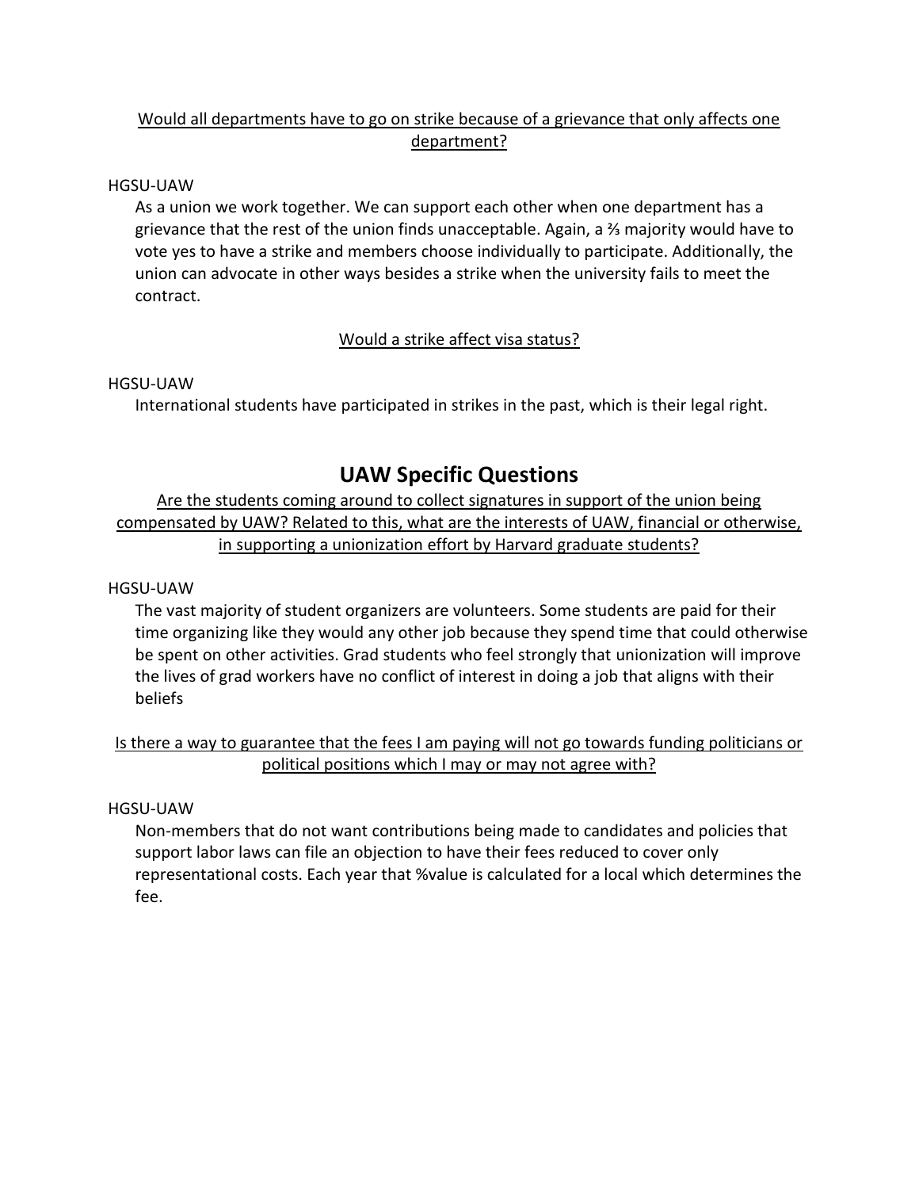<u>Would all departments have to go on strike because of a grievance that only affects one department?</u>

HGSU-UAW

As a union we work together. We can support each other when one department has a grievance that the rest of the union finds unacceptable. Again, a ⅔ majority would have to vote yes to have a strike and members choose individually to participate. Additionally, the union can advocate in other ways besides a strike when the university fails to meet the contract.

<u>Would a strike affect visa status?</u>

HGSU-UAW

International students have participated in strikes in the past, which is their legal right.

## UAW Specific Questions

<u>Are the students coming around to collect signatures in support of the union being compensated by UAW? Related to this, what are the interests of UAW, financial or otherwise, in supporting a unionization effort by Harvard graduate students?</u>

HGSU-UAW

The vast majority of student organizers are volunteers. Some students are paid for their time organizing like they would any other job because they spend time that could otherwise be spent on other activities. Grad students who feel strongly that unionization will improve the lives of grad workers have no conflict of interest in doing a job that aligns with their beliefs

<u>Is there a way to guarantee that the fees I am paying will not go towards funding politicians or political positions which I may or may not agree with?</u>

HGSU-UAW

Non-members that do not want contributions being made to candidates and policies that support labor laws can file an objection to have their fees reduced to cover only representational costs. Each year that %value is calculated for a local which determines the fee.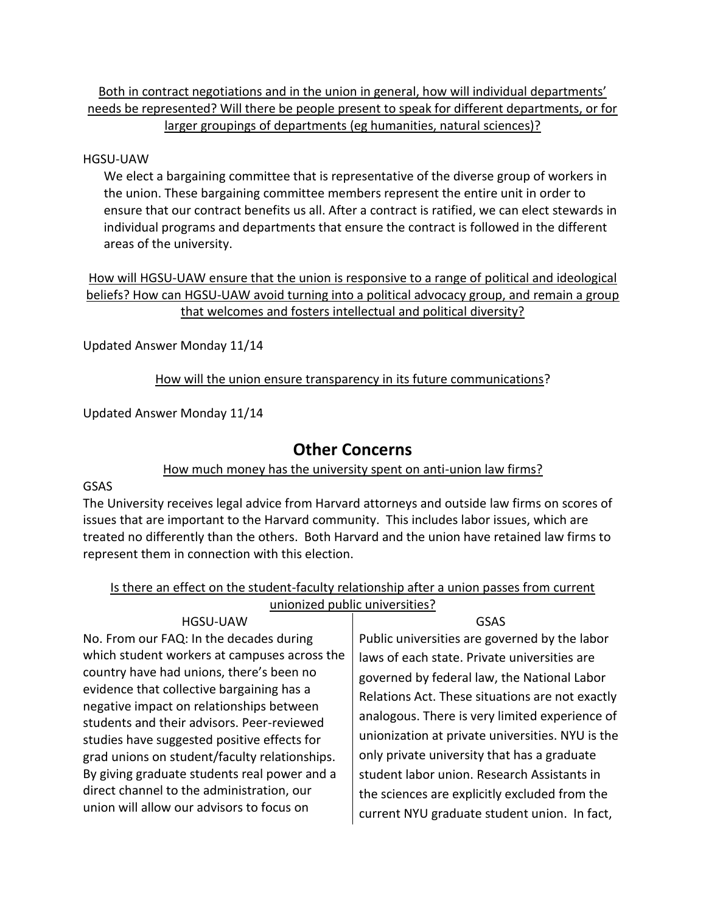Both in contract negotiations and in the union in general, how will individual departments' needs be represented? Will there be people present to speak for different departments, or for larger groupings of departments (eg humanities, natural sciences)?

HGSU-UAW

We elect a bargaining committee that is representative of the diverse group of workers in the union. These bargaining committee members represent the entire unit in order to ensure that our contract benefits us all. After a contract is ratified, we can elect stewards in individual programs and departments that ensure the contract is followed in the different areas of the university.

How will HGSU-UAW ensure that the union is responsive to a range of political and ideological beliefs? How can HGSU-UAW avoid turning into a political advocacy group, and remain a group that welcomes and fosters intellectual and political diversity?

Updated Answer Monday 11/14

How will the union ensure transparency in its future communications?

Updated Answer Monday 11/14

## Other Concerns

How much money has the university spent on anti-union law firms?

GSAS

The University receives legal advice from Harvard attorneys and outside law firms on scores of issues that are important to the Harvard community. This includes labor issues, which are treated no differently than the others. Both Harvard and the union have retained law firms to represent them in connection with this election.

Is there an effect on the student-faculty relationship after a union passes from current unionized public universities?

| HGSU-UAW | GSAS |
| --- | --- |
| No. From our FAQ: In the decades during which student workers at campuses across the country have had unions, there's been no evidence that collective bargaining has a negative impact on relationships between students and their advisors. Peer-reviewed studies have suggested positive effects for grad unions on student/faculty relationships. By giving graduate students real power and a direct channel to the administration, our union will allow our advisors to focus on | Public universities are governed by the labor laws of each state. Private universities are governed by federal law, the National Labor Relations Act. These situations are not exactly analogous. There is very limited experience of unionization at private universities. NYU is the only private university that has a graduate student labor union. Research Assistants in the sciences are explicitly excluded from the current NYU graduate student union. In fact, |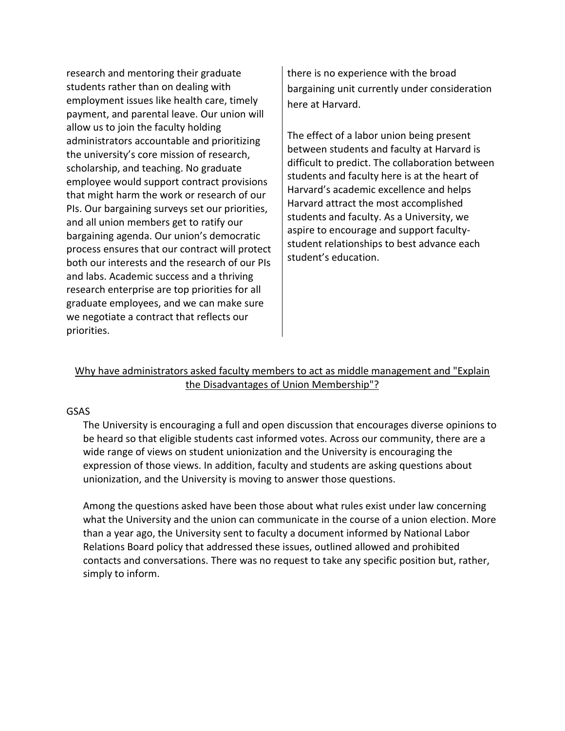research and mentoring their graduate students rather than on dealing with employment issues like health care, timely payment, and parental leave. Our union will allow us to join the faculty holding administrators accountable and prioritizing the university's core mission of research, scholarship, and teaching. No graduate employee would support contract provisions that might harm the work or research of our PIs. Our bargaining surveys set our priorities, and all union members get to ratify our bargaining agenda. Our union's democratic process ensures that our contract will protect both our interests and the research of our PIs and labs. Academic success and a thriving research enterprise are top priorities for all graduate employees, and we can make sure we negotiate a contract that reflects our priorities.

there is no experience with the broad bargaining unit currently under consideration here at Harvard.

The effect of a labor union being present between students and faculty at Harvard is difficult to predict. The collaboration between students and faculty here is at the heart of Harvard's academic excellence and helps Harvard attract the most accomplished students and faculty. As a University, we aspire to encourage and support faculty-student relationships to best advance each student's education.

<u>Why have administrators asked faculty members to act as middle management and "Explain the Disadvantages of Union Membership"?</u>

GSAS

The University is encouraging a full and open discussion that encourages diverse opinions to be heard so that eligible students cast informed votes. Across our community, there are a wide range of views on student unionization and the University is encouraging the expression of those views. In addition, faculty and students are asking questions about unionization, and the University is moving to answer those questions.

Among the questions asked have been those about what rules exist under law concerning what the University and the union can communicate in the course of a union election. More than a year ago, the University sent to faculty a document informed by National Labor Relations Board policy that addressed these issues, outlined allowed and prohibited contacts and conversations. There was no request to take any specific position but, rather, simply to inform.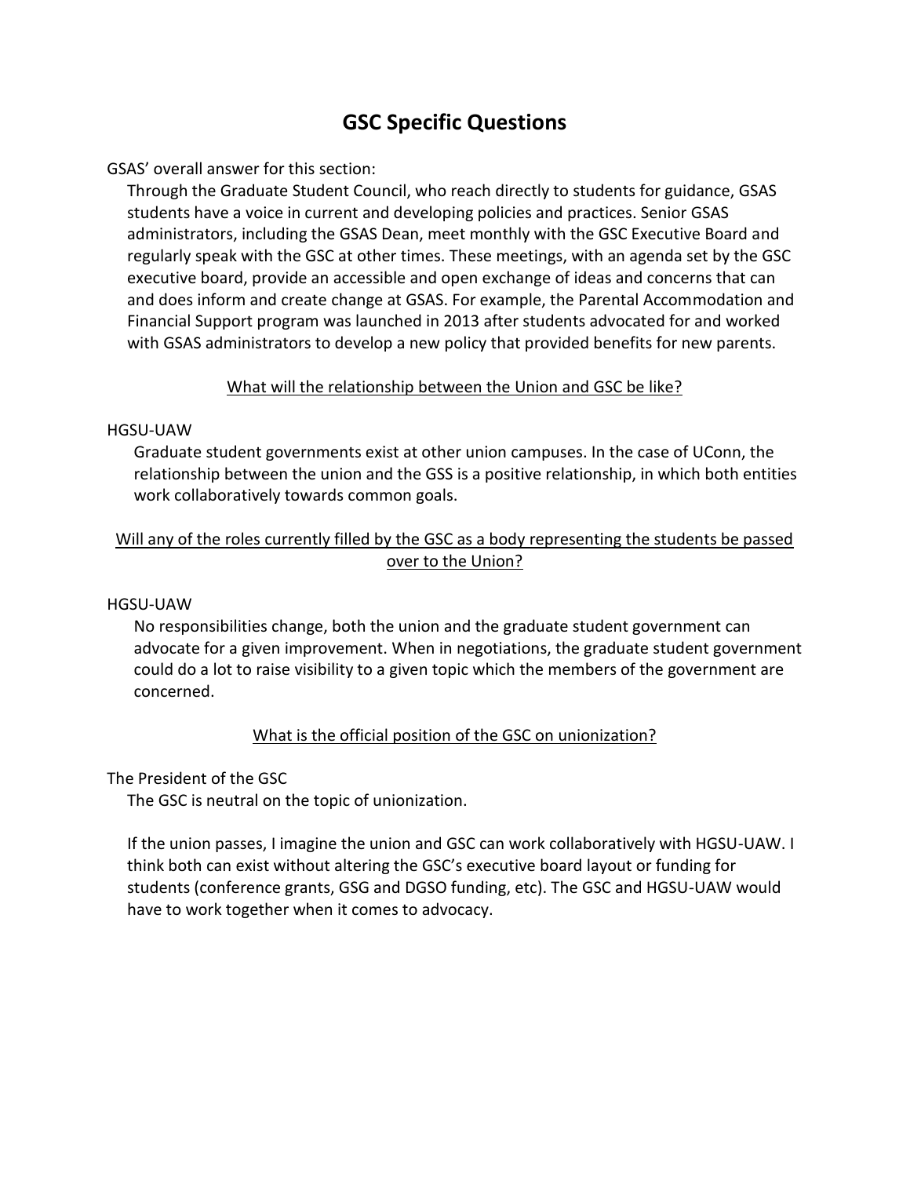# GSC Specific Questions

GSAS' overall answer for this section:

Through the Graduate Student Council, who reach directly to students for guidance, GSAS students have a voice in current and developing policies and practices. Senior GSAS administrators, including the GSAS Dean, meet monthly with the GSC Executive Board and regularly speak with the GSC at other times. These meetings, with an agenda set by the GSC executive board, provide an accessible and open exchange of ideas and concerns that can and does inform and create change at GSAS. For example, the Parental Accommodation and Financial Support program was launched in 2013 after students advocated for and worked with GSAS administrators to develop a new policy that provided benefits for new parents.

<u>What will the relationship between the Union and GSC be like?</u>

HGSU-UAW

Graduate student governments exist at other union campuses. In the case of UConn, the relationship between the union and the GSS is a positive relationship, in which both entities work collaboratively towards common goals.

<u>Will any of the roles currently filled by the GSC as a body representing the students be passed over to the Union?</u>

HGSU-UAW

No responsibilities change, both the union and the graduate student government can advocate for a given improvement. When in negotiations, the graduate student government could do a lot to raise visibility to a given topic which the members of the government are concerned.

<u>What is the official position of the GSC on unionization?</u>

The President of the GSC

The GSC is neutral on the topic of unionization.

If the union passes, I imagine the union and GSC can work collaboratively with HGSU-UAW. I think both can exist without altering the GSC's executive board layout or funding for students (conference grants, GSG and DGSO funding, etc). The GSC and HGSU-UAW would have to work together when it comes to advocacy.